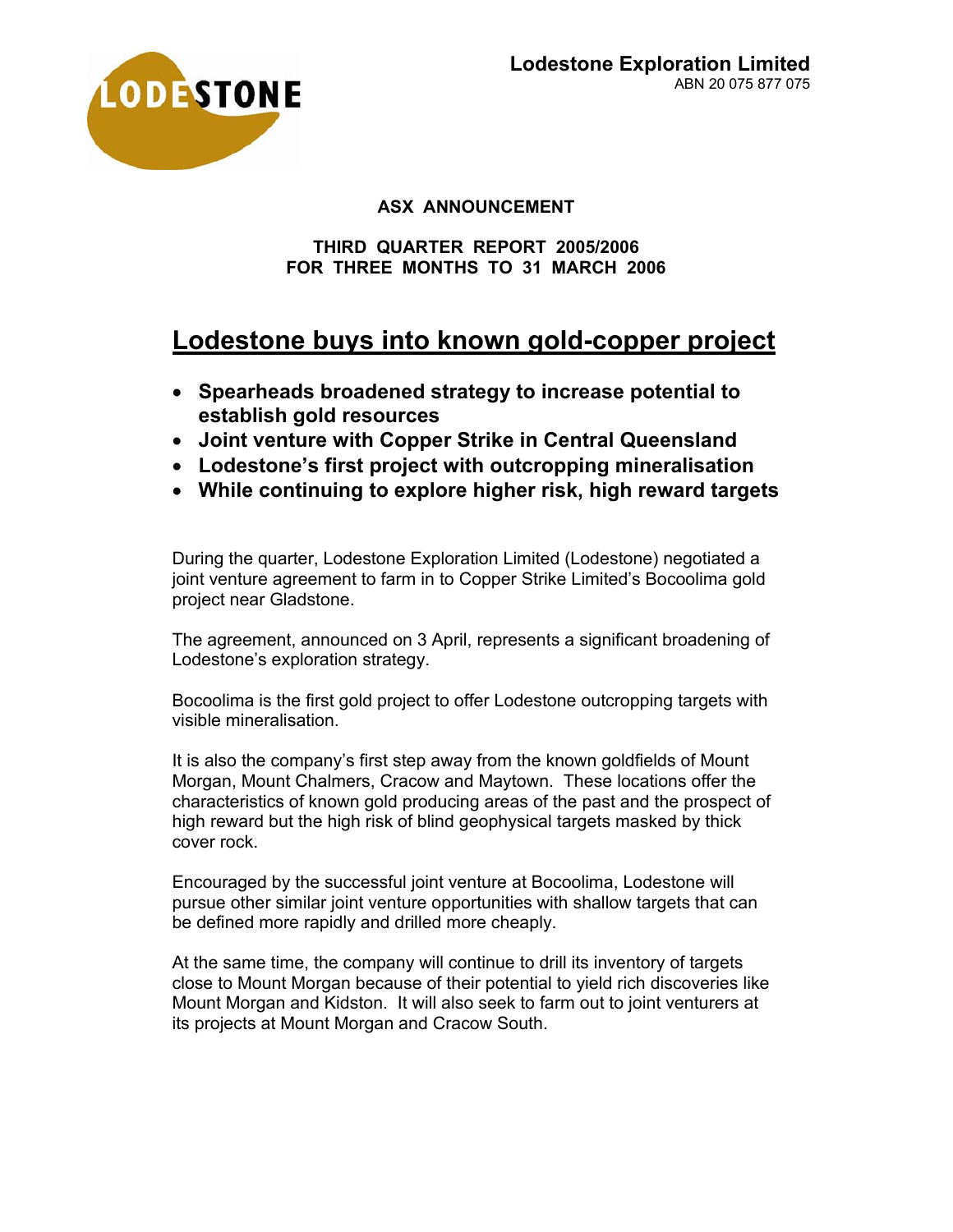**Lodestone Exploration Limited**
ABN 20 075 877 075

**ASX ANNOUNCEMENT**

**THIRD QUARTER REPORT 2005/2006**
**FOR THREE MONTHS TO 31 MARCH 2006**

# Lodestone buys into known gold-copper project

- **Spearheads broadened strategy to increase potential to establish gold resources**
- **Joint venture with Copper Strike in Central Queensland**
- **Lodestone's first project with outcropping mineralisation**
- **While continuing to explore higher risk, high reward targets**

During the quarter, Lodestone Exploration Limited (Lodestone) negotiated a joint venture agreement to farm in to Copper Strike Limited's Bocoolima gold project near Gladstone.

The agreement, announced on 3 April, represents a significant broadening of Lodestone's exploration strategy.

Bocoolima is the first gold project to offer Lodestone outcropping targets with visible mineralisation.

It is also the company's first step away from the known goldfields of Mount Morgan, Mount Chalmers, Cracow and Maytown. These locations offer the characteristics of known gold producing areas of the past and the prospect of high reward but the high risk of blind geophysical targets masked by thick cover rock.

Encouraged by the successful joint venture at Bocoolima, Lodestone will pursue other similar joint venture opportunities with shallow targets that can be defined more rapidly and drilled more cheaply.

At the same time, the company will continue to drill its inventory of targets close to Mount Morgan because of their potential to yield rich discoveries like Mount Morgan and Kidston. It will also seek to farm out to joint venturers at its projects at Mount Morgan and Cracow South.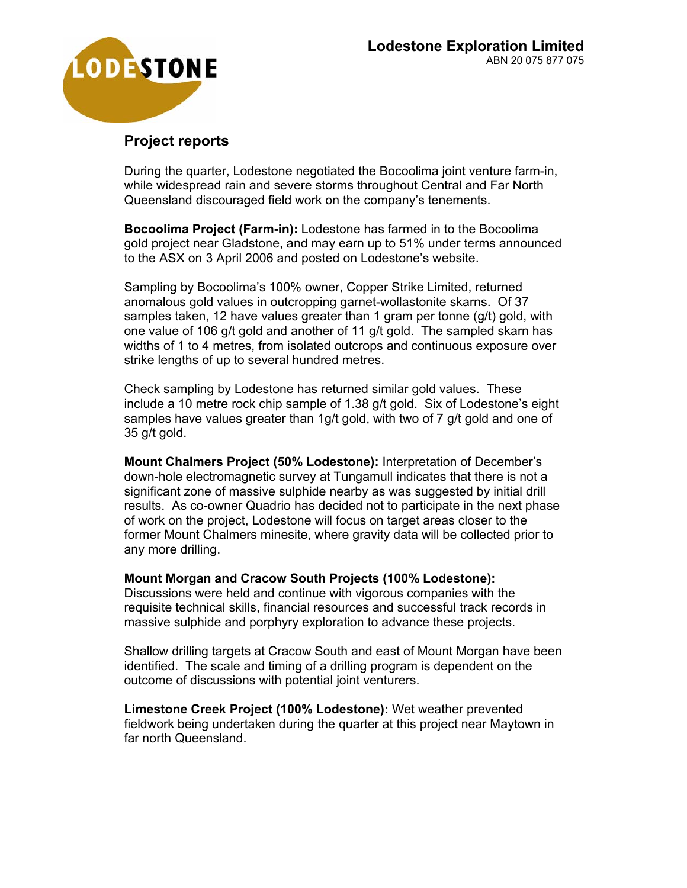**Lodestone Exploration Limited**
ABN 20 075 877 075

## Project reports

During the quarter, Lodestone negotiated the Bocoolima joint venture farm-in, while widespread rain and severe storms throughout Central and Far North Queensland discouraged field work on the company's tenements.

**Bocoolima Project (Farm-in):** Lodestone has farmed in to the Bocoolima gold project near Gladstone, and may earn up to 51% under terms announced to the ASX on 3 April 2006 and posted on Lodestone's website.

Sampling by Bocoolima's 100% owner, Copper Strike Limited, returned anomalous gold values in outcropping garnet-wollastonite skarns. Of 37 samples taken, 12 have values greater than 1 gram per tonne (g/t) gold, with one value of 106 g/t gold and another of 11 g/t gold. The sampled skarn has widths of 1 to 4 metres, from isolated outcrops and continuous exposure over strike lengths of up to several hundred metres.

Check sampling by Lodestone has returned similar gold values. These include a 10 metre rock chip sample of 1.38 g/t gold. Six of Lodestone's eight samples have values greater than 1g/t gold, with two of 7 g/t gold and one of 35 g/t gold.

**Mount Chalmers Project (50% Lodestone):** Interpretation of December's down-hole electromagnetic survey at Tungamull indicates that there is not a significant zone of massive sulphide nearby as was suggested by initial drill results. As co-owner Quadrio has decided not to participate in the next phase of work on the project, Lodestone will focus on target areas closer to the former Mount Chalmers minesite, where gravity data will be collected prior to any more drilling.

**Mount Morgan and Cracow South Projects (100% Lodestone):** Discussions were held and continue with vigorous companies with the requisite technical skills, financial resources and successful track records in massive sulphide and porphyry exploration to advance these projects.

Shallow drilling targets at Cracow South and east of Mount Morgan have been identified. The scale and timing of a drilling program is dependent on the outcome of discussions with potential joint venturers.

**Limestone Creek Project (100% Lodestone):** Wet weather prevented fieldwork being undertaken during the quarter at this project near Maytown in far north Queensland.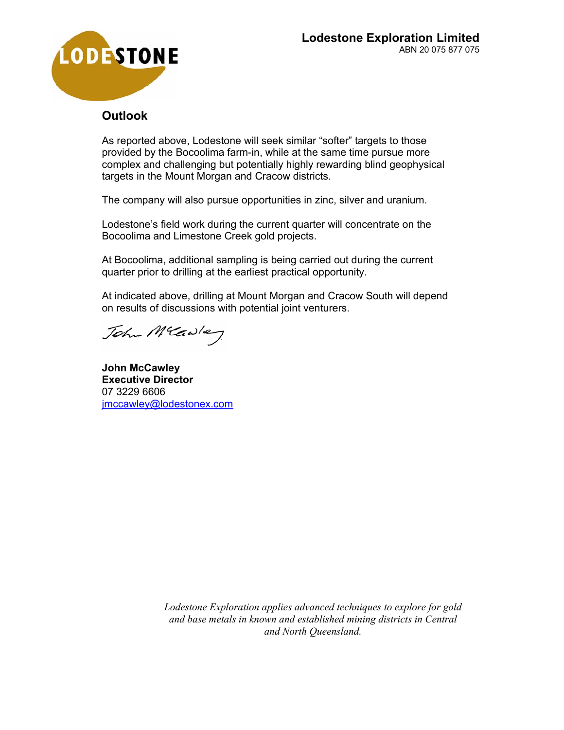**Lodestone Exploration Limited**
ABN 20 075 877 075

## Outlook

As reported above, Lodestone will seek similar "softer" targets to those provided by the Bocoolima farm-in, while at the same time pursue more complex and challenging but potentially highly rewarding blind geophysical targets in the Mount Morgan and Cracow districts.

The company will also pursue opportunities in zinc, silver and uranium.

Lodestone's field work during the current quarter will concentrate on the Bocoolima and Limestone Creek gold projects.

At Bocoolima, additional sampling is being carried out during the current quarter prior to drilling at the earliest practical opportunity.

At indicated above, drilling at Mount Morgan and Cracow South will depend on results of discussions with potential joint venturers.

**John McCawley**
**Executive Director**
07 3229 6606
jmccawley@lodestonex.com

*Lodestone Exploration applies advanced techniques to explore for gold and base metals in known and established mining districts in Central and North Queensland.*